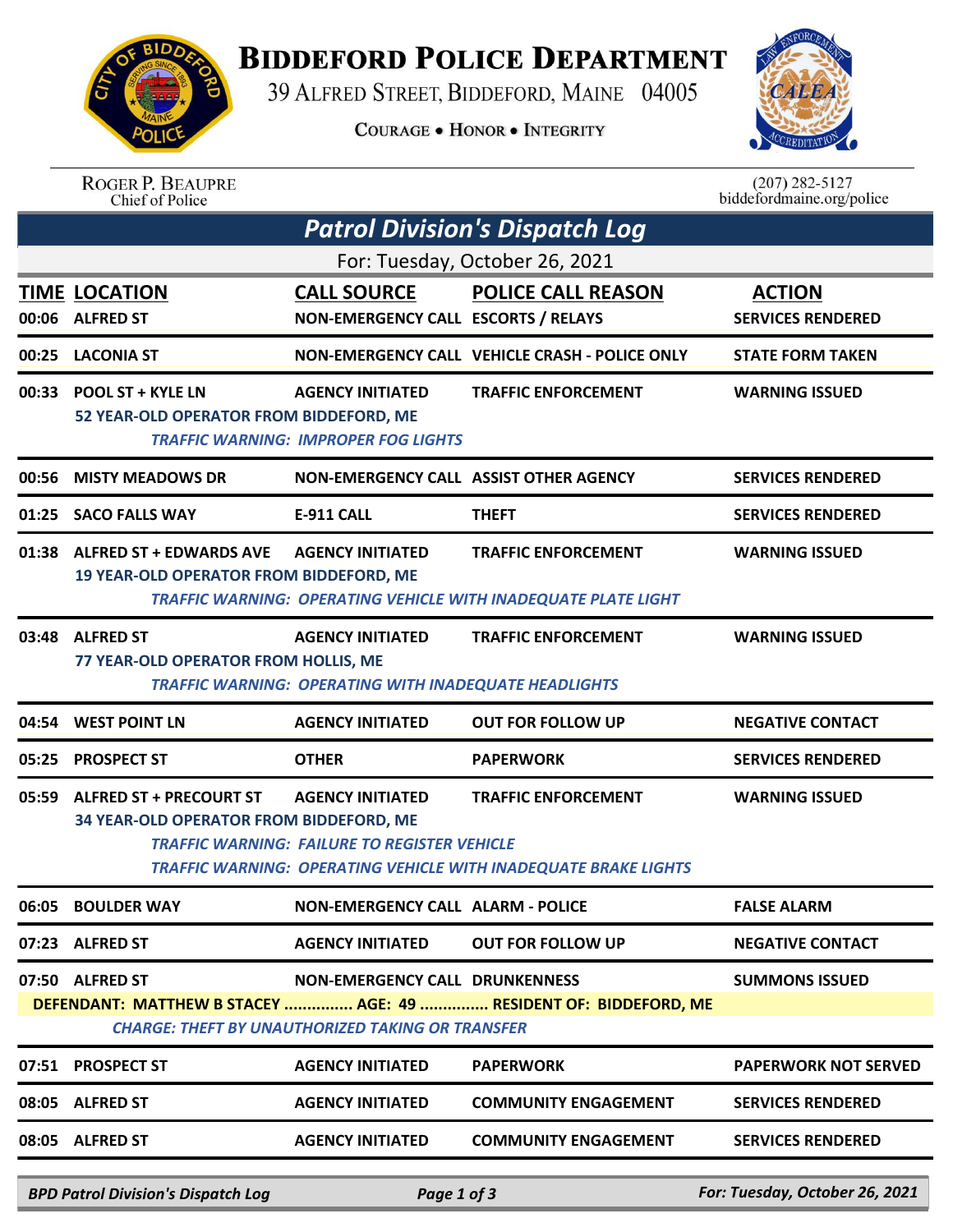# BIDDEFORD POLICE DEPARTMENT

39 ALFRED STREET, BIDDEFORD, MAINE 04005

COURAGE • HONOR • INTEGRITY

ROGER P. BEAUPRE
Chief of Police

(207) 282-5127
biddefordmaine.org/police

## *Patrol Division's Dispatch Log*

For: Tuesday, October 26, 2021

| TIME | LOCATION | CALL SOURCE | POLICE CALL REASON | ACTION |
|---|---|---|---|---|
| 00:06 | ALFRED ST | NON-EMERGENCY CALL | ESCORTS / RELAYS | SERVICES RENDERED |
| 00:25 | LACONIA ST | NON-EMERGENCY CALL | VEHICLE CRASH - POLICE ONLY | STATE FORM TAKEN |
| 00:33 | POOL ST + KYLE LN | AGENCY INITIATED | TRAFFIC ENFORCEMENT | WARNING ISSUED |
| | 52 YEAR-OLD OPERATOR FROM BIDDEFORD, ME | | | |
| | *TRAFFIC WARNING: IMPROPER FOG LIGHTS* | | | |
| 00:56 | MISTY MEADOWS DR | NON-EMERGENCY CALL | ASSIST OTHER AGENCY | SERVICES RENDERED |
| 01:25 | SACO FALLS WAY | E-911 CALL | THEFT | SERVICES RENDERED |
| 01:38 | ALFRED ST + EDWARDS AVE | AGENCY INITIATED | TRAFFIC ENFORCEMENT | WARNING ISSUED |
| | 19 YEAR-OLD OPERATOR FROM BIDDEFORD, ME | | | |
| | *TRAFFIC WARNING: OPERATING VEHICLE WITH INADEQUATE PLATE LIGHT* | | | |
| 03:48 | ALFRED ST | AGENCY INITIATED | TRAFFIC ENFORCEMENT | WARNING ISSUED |
| | 77 YEAR-OLD OPERATOR FROM HOLLIS, ME | | | |
| | *TRAFFIC WARNING: OPERATING WITH INADEQUATE HEADLIGHTS* | | | |
| 04:54 | WEST POINT LN | AGENCY INITIATED | OUT FOR FOLLOW UP | NEGATIVE CONTACT |
| 05:25 | PROSPECT ST | OTHER | PAPERWORK | SERVICES RENDERED |
| 05:59 | ALFRED ST + PRECOURT ST | AGENCY INITIATED | TRAFFIC ENFORCEMENT | WARNING ISSUED |
| | 34 YEAR-OLD OPERATOR FROM BIDDEFORD, ME | | | |
| | *TRAFFIC WARNING: FAILURE TO REGISTER VEHICLE* | | | |
| | *TRAFFIC WARNING: OPERATING VEHICLE WITH INADEQUATE BRAKE LIGHTS* | | | |
| 06:05 | BOULDER WAY | NON-EMERGENCY CALL | ALARM - POLICE | FALSE ALARM |
| 07:23 | ALFRED ST | AGENCY INITIATED | OUT FOR FOLLOW UP | NEGATIVE CONTACT |
| 07:50 | ALFRED ST | NON-EMERGENCY CALL | DRUNKENNESS | SUMMONS ISSUED |
| | DEFENDANT: MATTHEW B STACEY ............... AGE: 49 ............... RESIDENT OF: BIDDEFORD, ME | | | |
| | *CHARGE: THEFT BY UNAUTHORIZED TAKING OR TRANSFER* | | | |
| 07:51 | PROSPECT ST | AGENCY INITIATED | PAPERWORK | PAPERWORK NOT SERVED |
| 08:05 | ALFRED ST | AGENCY INITIATED | COMMUNITY ENGAGEMENT | SERVICES RENDERED |
| 08:05 | ALFRED ST | AGENCY INITIATED | COMMUNITY ENGAGEMENT | SERVICES RENDERED |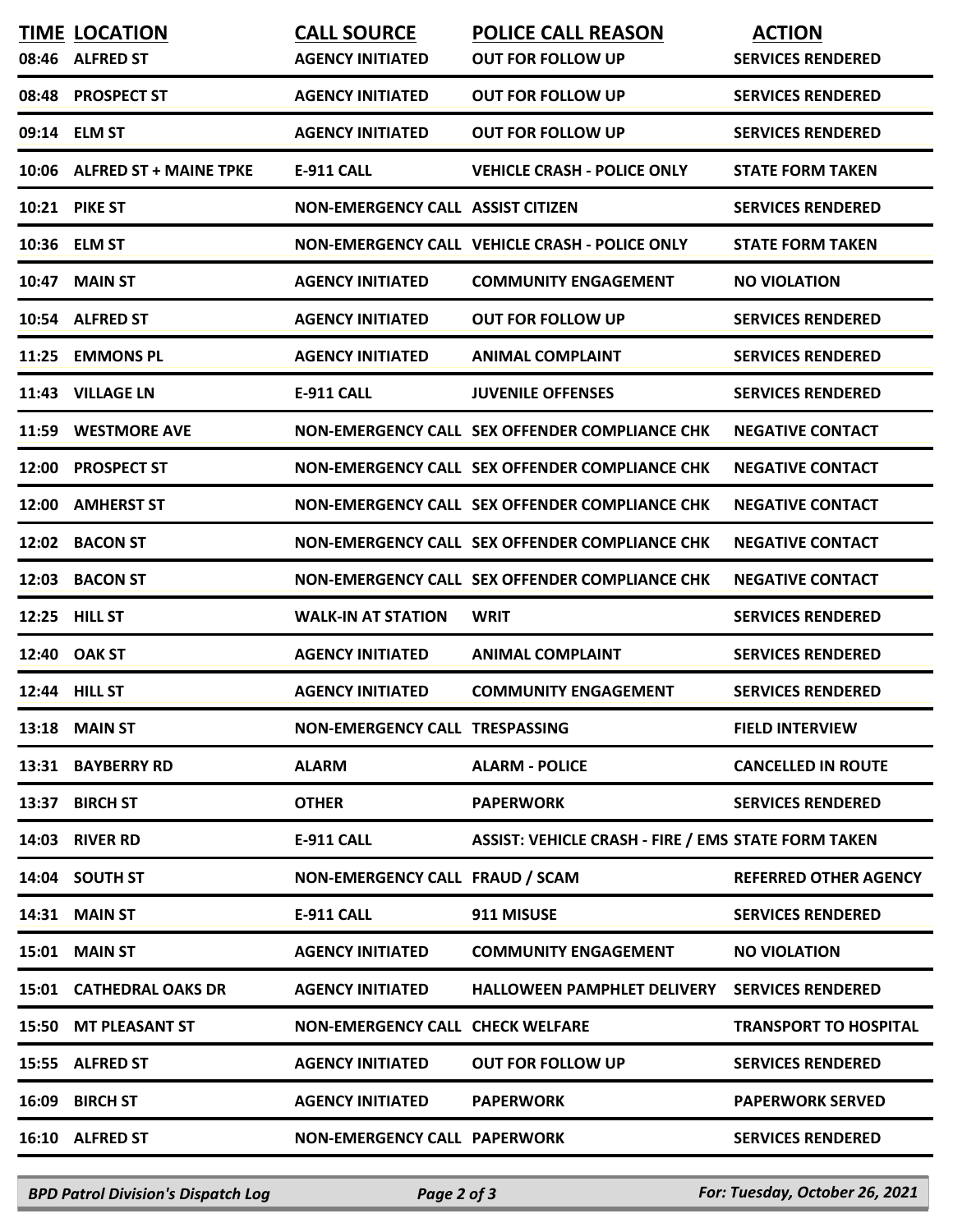| TIME | LOCATION | CALL SOURCE | POLICE CALL REASON | ACTION |
|---|---|---|---|---|
| 08:46 | ALFRED ST | AGENCY INITIATED | OUT FOR FOLLOW UP | SERVICES RENDERED |
| 08:48 | PROSPECT ST | AGENCY INITIATED | OUT FOR FOLLOW UP | SERVICES RENDERED |
| 09:14 | ELM ST | AGENCY INITIATED | OUT FOR FOLLOW UP | SERVICES RENDERED |
| 10:06 | ALFRED ST + MAINE TPKE | E-911 CALL | VEHICLE CRASH - POLICE ONLY | STATE FORM TAKEN |
| 10:21 | PIKE ST | NON-EMERGENCY CALL | ASSIST CITIZEN | SERVICES RENDERED |
| 10:36 | ELM ST | NON-EMERGENCY CALL | VEHICLE CRASH - POLICE ONLY | STATE FORM TAKEN |
| 10:47 | MAIN ST | AGENCY INITIATED | COMMUNITY ENGAGEMENT | NO VIOLATION |
| 10:54 | ALFRED ST | AGENCY INITIATED | OUT FOR FOLLOW UP | SERVICES RENDERED |
| 11:25 | EMMONS PL | AGENCY INITIATED | ANIMAL COMPLAINT | SERVICES RENDERED |
| 11:43 | VILLAGE LN | E-911 CALL | JUVENILE OFFENSES | SERVICES RENDERED |
| 11:59 | WESTMORE AVE | NON-EMERGENCY CALL | SEX OFFENDER COMPLIANCE CHK | NEGATIVE CONTACT |
| 12:00 | PROSPECT ST | NON-EMERGENCY CALL | SEX OFFENDER COMPLIANCE CHK | NEGATIVE CONTACT |
| 12:00 | AMHERST ST | NON-EMERGENCY CALL | SEX OFFENDER COMPLIANCE CHK | NEGATIVE CONTACT |
| 12:02 | BACON ST | NON-EMERGENCY CALL | SEX OFFENDER COMPLIANCE CHK | NEGATIVE CONTACT |
| 12:03 | BACON ST | NON-EMERGENCY CALL | SEX OFFENDER COMPLIANCE CHK | NEGATIVE CONTACT |
| 12:25 | HILL ST | WALK-IN AT STATION | WRIT | SERVICES RENDERED |
| 12:40 | OAK ST | AGENCY INITIATED | ANIMAL COMPLAINT | SERVICES RENDERED |
| 12:44 | HILL ST | AGENCY INITIATED | COMMUNITY ENGAGEMENT | SERVICES RENDERED |
| 13:18 | MAIN ST | NON-EMERGENCY CALL | TRESPASSING | FIELD INTERVIEW |
| 13:31 | BAYBERRY RD | ALARM | ALARM - POLICE | CANCELLED IN ROUTE |
| 13:37 | BIRCH ST | OTHER | PAPERWORK | SERVICES RENDERED |
| 14:03 | RIVER RD | E-911 CALL | ASSIST: VEHICLE CRASH - FIRE / EMS | STATE FORM TAKEN |
| 14:04 | SOUTH ST | NON-EMERGENCY CALL | FRAUD / SCAM | REFERRED OTHER AGENCY |
| 14:31 | MAIN ST | E-911 CALL | 911 MISUSE | SERVICES RENDERED |
| 15:01 | MAIN ST | AGENCY INITIATED | COMMUNITY ENGAGEMENT | NO VIOLATION |
| 15:01 | CATHEDRAL OAKS DR | AGENCY INITIATED | HALLOWEEN PAMPHLET DELIVERY | SERVICES RENDERED |
| 15:50 | MT PLEASANT ST | NON-EMERGENCY CALL | CHECK WELFARE | TRANSPORT TO HOSPITAL |
| 15:55 | ALFRED ST | AGENCY INITIATED | OUT FOR FOLLOW UP | SERVICES RENDERED |
| 16:09 | BIRCH ST | AGENCY INITIATED | PAPERWORK | PAPERWORK SERVED |
| 16:10 | ALFRED ST | NON-EMERGENCY CALL | PAPERWORK | SERVICES RENDERED |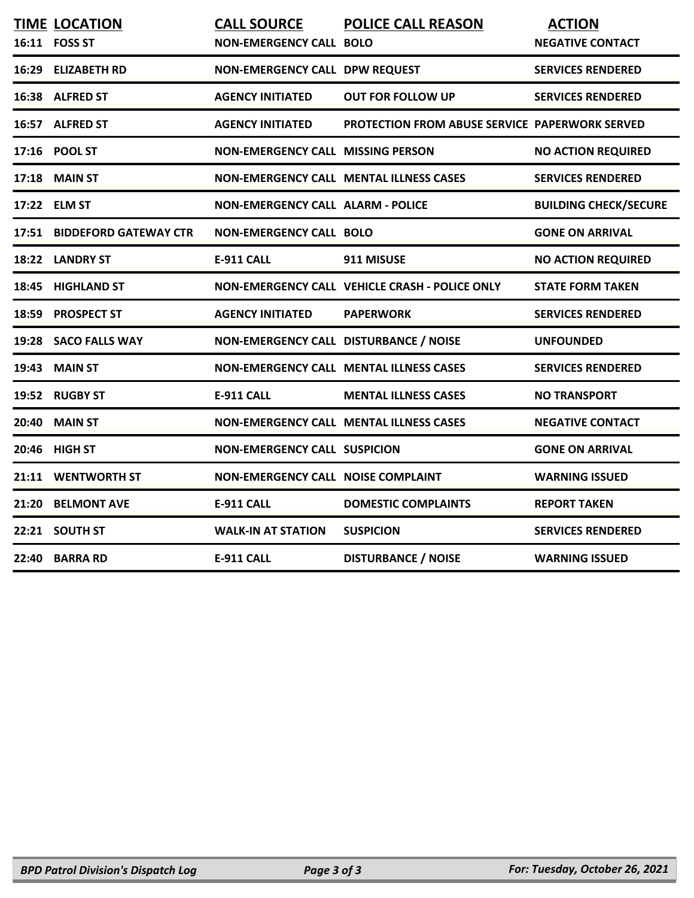| TIME | LOCATION | CALL SOURCE | POLICE CALL REASON | ACTION |
|---|---|---|---|---|
| 16:11 | FOSS ST | NON-EMERGENCY CALL | BOLO | NEGATIVE CONTACT |
| 16:29 | ELIZABETH RD | NON-EMERGENCY CALL | DPW REQUEST | SERVICES RENDERED |
| 16:38 | ALFRED ST | AGENCY INITIATED | OUT FOR FOLLOW UP | SERVICES RENDERED |
| 16:57 | ALFRED ST | AGENCY INITIATED | PROTECTION FROM ABUSE SERVICE | PAPERWORK SERVED |
| 17:16 | POOL ST | NON-EMERGENCY CALL | MISSING PERSON | NO ACTION REQUIRED |
| 17:18 | MAIN ST | NON-EMERGENCY CALL | MENTAL ILLNESS CASES | SERVICES RENDERED |
| 17:22 | ELM ST | NON-EMERGENCY CALL | ALARM - POLICE | BUILDING CHECK/SECURE |
| 17:51 | BIDDEFORD GATEWAY CTR | NON-EMERGENCY CALL | BOLO | GONE ON ARRIVAL |
| 18:22 | LANDRY ST | E-911 CALL | 911 MISUSE | NO ACTION REQUIRED |
| 18:45 | HIGHLAND ST | NON-EMERGENCY CALL | VEHICLE CRASH - POLICE ONLY | STATE FORM TAKEN |
| 18:59 | PROSPECT ST | AGENCY INITIATED | PAPERWORK | SERVICES RENDERED |
| 19:28 | SACO FALLS WAY | NON-EMERGENCY CALL | DISTURBANCE / NOISE | UNFOUNDED |
| 19:43 | MAIN ST | NON-EMERGENCY CALL | MENTAL ILLNESS CASES | SERVICES RENDERED |
| 19:52 | RUGBY ST | E-911 CALL | MENTAL ILLNESS CASES | NO TRANSPORT |
| 20:40 | MAIN ST | NON-EMERGENCY CALL | MENTAL ILLNESS CASES | NEGATIVE CONTACT |
| 20:46 | HIGH ST | NON-EMERGENCY CALL | SUSPICION | GONE ON ARRIVAL |
| 21:11 | WENTWORTH ST | NON-EMERGENCY CALL | NOISE COMPLAINT | WARNING ISSUED |
| 21:20 | BELMONT AVE | E-911 CALL | DOMESTIC COMPLAINTS | REPORT TAKEN |
| 22:21 | SOUTH ST | WALK-IN AT STATION | SUSPICION | SERVICES RENDERED |
| 22:40 | BARRA RD | E-911 CALL | DISTURBANCE / NOISE | WARNING ISSUED |